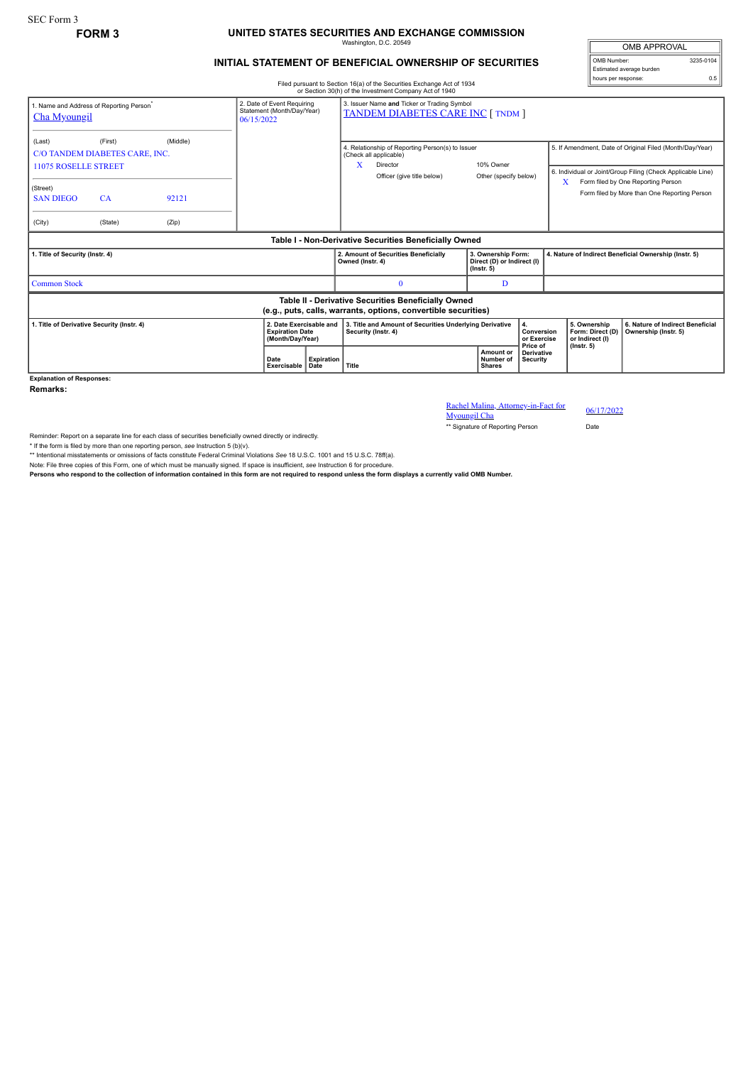SEC Form 3

**FORM 3**

# UNITED STATES SECURITIES AND EXCHANGE COMMISSION

Washington, D.C. 20549

## INITIAL STATEMENT OF BENEFICIAL OWNERSHIP OF SECURITIES

| OMB APPROVAL | |
|---|---|
| OMB Number: | 3235-0104 |
| Estimated average burden | |
| hours per response: | 0.5 |

Filed pursuant to Section 16(a) of the Securities Exchange Act of 1934 or Section 30(h) of the Investment Company Act of 1940

| 1. Name and Address of Reporting Person* | 2. Date of Event Requiring Statement (Month/Day/Year) | 3. Issuer Name and Ticker or Trading Symbol |
|---|---|---|
| Cha Myoungil | 06/15/2022 | TANDEM DIABETES CARE INC [ TNDM ] |

(Last) (First) (Middle)
C/O TANDEM DIABETES CARE, INC.
11075 ROSELLE STREET

(Street)
SAN DIEGO CA 92121

(City) (State) (Zip)

4. Relationship of Reporting Person(s) to Issuer (Check all applicable)
- X Director
- 10% Owner
- Officer (give title below)
- Other (specify below)

5. If Amendment, Date of Original Filed (Month/Day/Year)

6. Individual or Joint/Group Filing (Check Applicable Line)
- X Form filed by One Reporting Person
- Form filed by More than One Reporting Person

**Table I - Non-Derivative Securities Beneficially Owned**

| 1. Title of Security (Instr. 4) | 2. Amount of Securities Beneficially Owned (Instr. 4) | 3. Ownership Form: Direct (D) or Indirect (I) (Instr. 5) | 4. Nature of Indirect Beneficial Ownership (Instr. 5) |
|---|---|---|---|
| Common Stock | 0 | D | |

**Table II - Derivative Securities Beneficially Owned (e.g., puts, calls, warrants, options, convertible securities)**

| 1. Title of Derivative Security (Instr. 4) | 2. Date Exercisable and Expiration Date (Month/Day/Year) | | 3. Title and Amount of Securities Underlying Derivative Security (Instr. 4) | | 4. Conversion or Exercise Price of Derivative Security | 5. Ownership Form: Direct (D) or Indirect (I) (Instr. 5) | 6. Nature of Indirect Beneficial Ownership (Instr. 5) |
|---|---|---|---|---|---|---|---|
| | Date Exercisable | Expiration Date | Title | Amount or Number of Shares | | | |

**Explanation of Responses:**

**Remarks:**

Rachel Malina, Attorney-in-Fact for Myoungil Cha — 06/17/2022

** Signature of Reporting Person — Date

Reminder: Report on a separate line for each class of securities beneficially owned directly or indirectly.

* If the form is filed by more than one reporting person, *see* Instruction 5 (b)(v).

** Intentional misstatements or omissions of facts constitute Federal Criminal Violations *See* 18 U.S.C. 1001 and 15 U.S.C. 78ff(a).

Note: File three copies of this Form, one of which must be manually signed. If space is insufficient, *see* Instruction 6 for procedure.

**Persons who respond to the collection of information contained in this form are not required to respond unless the form displays a currently valid OMB Number.**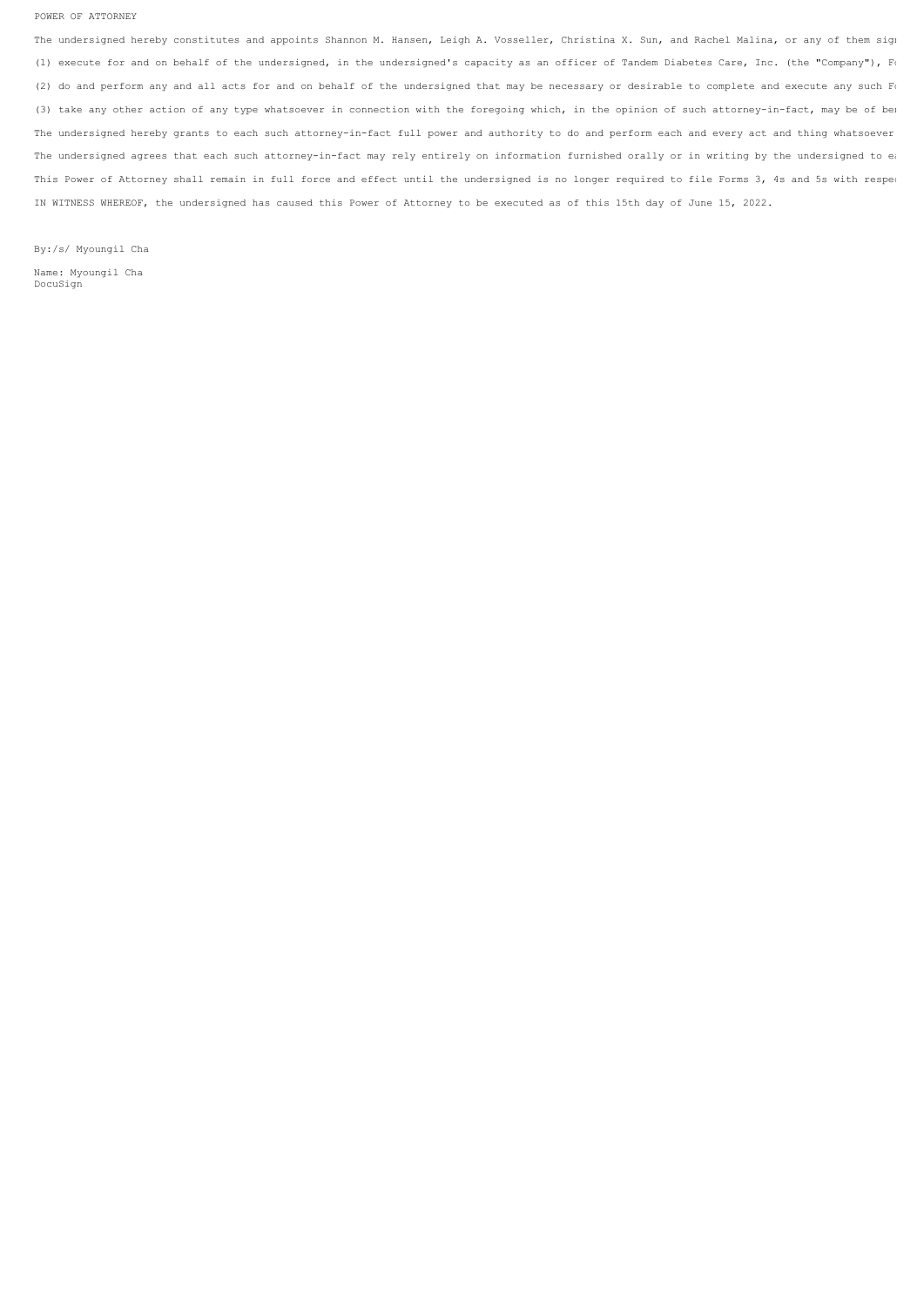POWER OF ATTORNEY

The undersigned hereby constitutes and appoints Shannon M. Hansen, Leigh A. Vosseller, Christina X. Sun, and Rachel Malina, or any of them sig

(1) execute for and on behalf of the undersigned, in the undersigned's capacity as an officer of Tandem Diabetes Care, Inc. (the "Company"), Fo

(2) do and perform any and all acts for and on behalf of the undersigned that may be necessary or desirable to complete and execute any such Fo

(3) take any other action of any type whatsoever in connection with the foregoing which, in the opinion of such attorney-in-fact, may be of be

The undersigned hereby grants to each such attorney-in-fact full power and authority to do and perform each and every act and thing whatsoever

The undersigned agrees that each such attorney-in-fact may rely entirely on information furnished orally or in writing by the undersigned to e

This Power of Attorney shall remain in full force and effect until the undersigned is no longer required to file Forms 3, 4s and 5s with respe

IN WITNESS WHEREOF, the undersigned has caused this Power of Attorney to be executed as of this 15th day of June 15, 2022.

By:/s/ Myoungil Cha

Name: Myoungil Cha
DocuSign